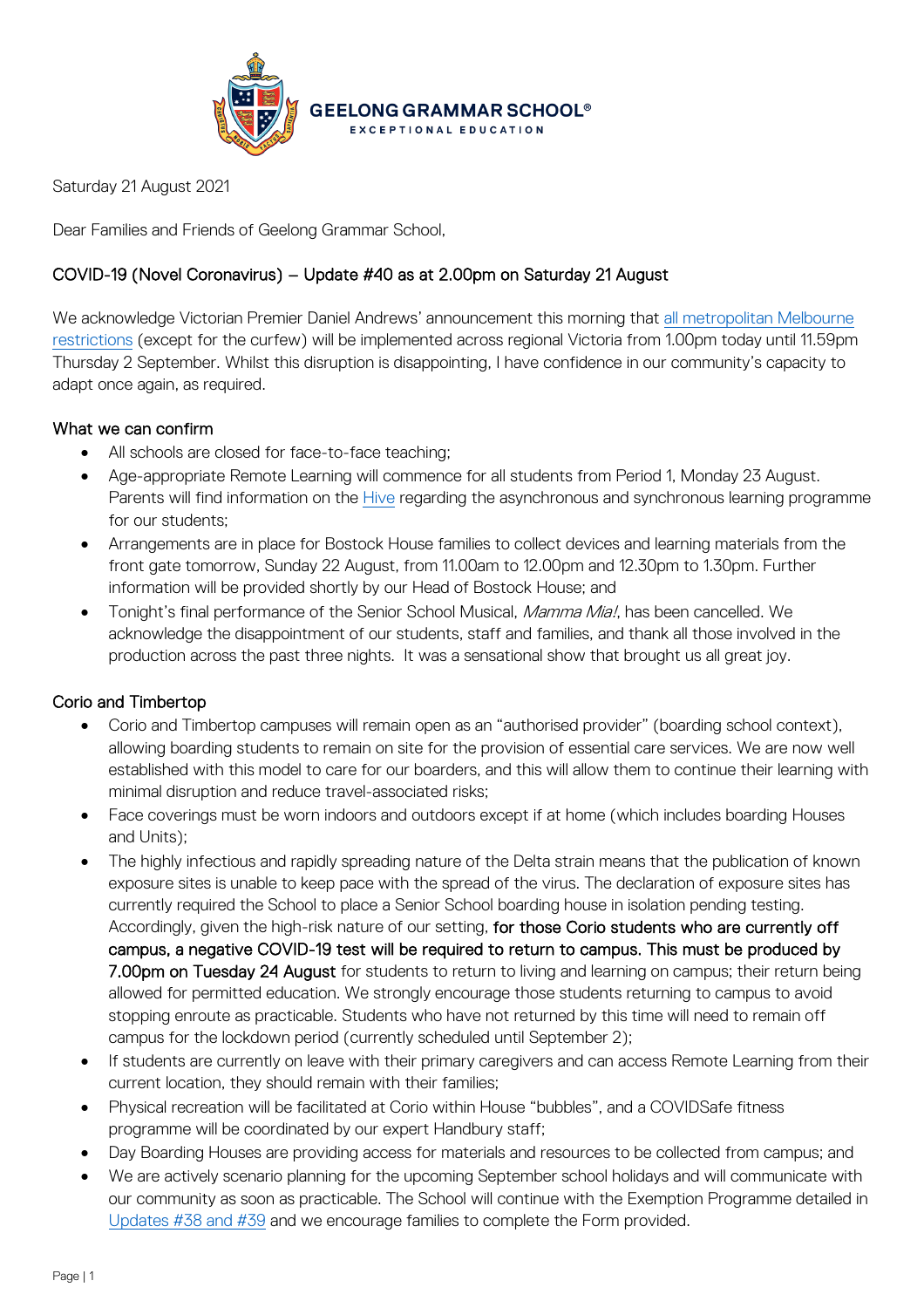GEELONG GRAMMAR SCHOOL®
EXCEPTIONAL EDUCATION

Saturday 21 August 2021

Dear Families and Friends of Geelong Grammar School,

## COVID-19 (Novel Coronavirus) – Update #40 as at 2.00pm on Saturday 21 August

We acknowledge Victorian Premier Daniel Andrews' announcement this morning that all metropolitan Melbourne restrictions (except for the curfew) will be implemented across regional Victoria from 1.00pm today until 11.59pm Thursday 2 September. Whilst this disruption is disappointing, I have confidence in our community's capacity to adapt once again, as required.

### What we can confirm

- All schools are closed for face-to-face teaching;
- Age-appropriate Remote Learning will commence for all students from Period 1, Monday 23 August. Parents will find information on the Hive regarding the asynchronous and synchronous learning programme for our students;
- Arrangements are in place for Bostock House families to collect devices and learning materials from the front gate tomorrow, Sunday 22 August, from 11.00am to 12.00pm and 12.30pm to 1.30pm. Further information will be provided shortly by our Head of Bostock House; and
- Tonight's final performance of the Senior School Musical, *Mamma Mia!*, has been cancelled. We acknowledge the disappointment of our students, staff and families, and thank all those involved in the production across the past three nights. It was a sensational show that brought us all great joy.

### Corio and Timbertop

- Corio and Timbertop campuses will remain open as an "authorised provider" (boarding school context), allowing boarding students to remain on site for the provision of essential care services. We are now well established with this model to care for our boarders, and this will allow them to continue their learning with minimal disruption and reduce travel-associated risks;
- Face coverings must be worn indoors and outdoors except if at home (which includes boarding Houses and Units);
- The highly infectious and rapidly spreading nature of the Delta strain means that the publication of known exposure sites is unable to keep pace with the spread of the virus. The declaration of exposure sites has currently required the School to place a Senior School boarding house in isolation pending testing. Accordingly, given the high-risk nature of our setting, **for those Corio students who are currently off campus, a negative COVID-19 test will be required to return to campus. This must be produced by 7.00pm on Tuesday 24 August** for students to return to living and learning on campus; their return being allowed for permitted education. We strongly encourage those students returning to campus to avoid stopping enroute as practicable. Students who have not returned by this time will need to remain off campus for the lockdown period (currently scheduled until September 2);
- If students are currently on leave with their primary caregivers and can access Remote Learning from their current location, they should remain with their families;
- Physical recreation will be facilitated at Corio within House "bubbles", and a COVIDSafe fitness programme will be coordinated by our expert Handbury staff;
- Day Boarding Houses are providing access for materials and resources to be collected from campus; and
- We are actively scenario planning for the upcoming September school holidays and will communicate with our community as soon as practicable. The School will continue with the Exemption Programme detailed in Updates #38 and #39 and we encourage families to complete the Form provided.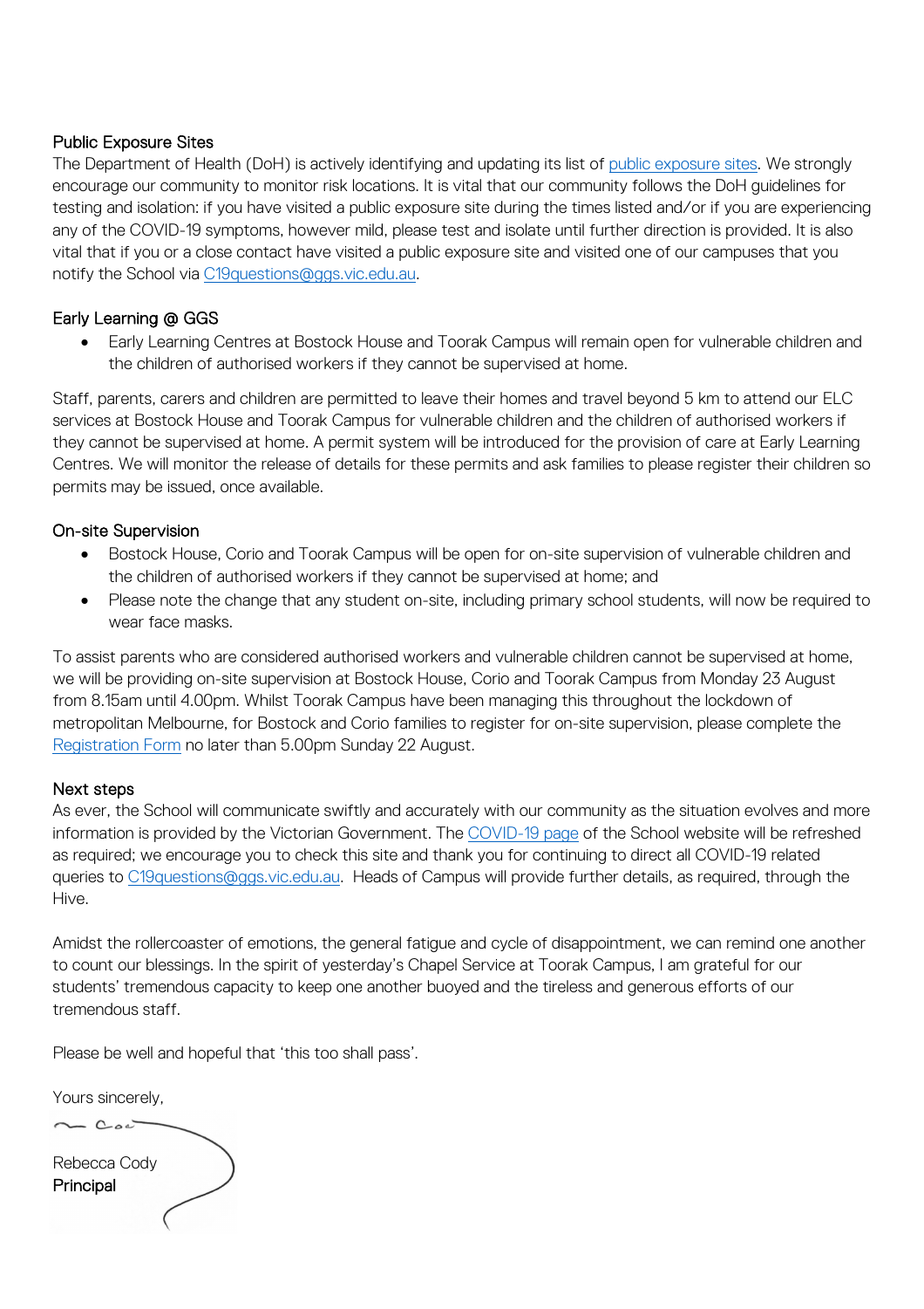Public Exposure Sites

The Department of Health (DoH) is actively identifying and updating its list of public exposure sites. We strongly encourage our community to monitor risk locations. It is vital that our community follows the DoH guidelines for testing and isolation: if you have visited a public exposure site during the times listed and/or if you are experiencing any of the COVID-19 symptoms, however mild, please test and isolate until further direction is provided. It is also vital that if you or a close contact have visited a public exposure site and visited one of our campuses that you notify the School via C19questions@ggs.vic.edu.au.

Early Learning @ GGS

- Early Learning Centres at Bostock House and Toorak Campus will remain open for vulnerable children and the children of authorised workers if they cannot be supervised at home.

Staff, parents, carers and children are permitted to leave their homes and travel beyond 5 km to attend our ELC services at Bostock House and Toorak Campus for vulnerable children and the children of authorised workers if they cannot be supervised at home. A permit system will be introduced for the provision of care at Early Learning Centres. We will monitor the release of details for these permits and ask families to please register their children so permits may be issued, once available.

On-site Supervision

- Bostock House, Corio and Toorak Campus will be open for on-site supervision of vulnerable children and the children of authorised workers if they cannot be supervised at home; and
- Please note the change that any student on-site, including primary school students, will now be required to wear face masks.

To assist parents who are considered authorised workers and vulnerable children cannot be supervised at home, we will be providing on-site supervision at Bostock House, Corio and Toorak Campus from Monday 23 August from 8.15am until 4.00pm. Whilst Toorak Campus have been managing this throughout the lockdown of metropolitan Melbourne, for Bostock and Corio families to register for on-site supervision, please complete the Registration Form no later than 5.00pm Sunday 22 August.

Next steps

As ever, the School will communicate swiftly and accurately with our community as the situation evolves and more information is provided by the Victorian Government. The COVID-19 page of the School website will be refreshed as required; we encourage you to check this site and thank you for continuing to direct all COVID-19 related queries to C19questions@ggs.vic.edu.au. Heads of Campus will provide further details, as required, through the Hive.

Amidst the rollercoaster of emotions, the general fatigue and cycle of disappointment, we can remind one another to count our blessings. In the spirit of yesterday's Chapel Service at Toorak Campus, I am grateful for our students' tremendous capacity to keep one another buoyed and the tireless and generous efforts of our tremendous staff.

Please be well and hopeful that 'this too shall pass'.

Yours sincerely,

Rebecca Cody
**Principal**